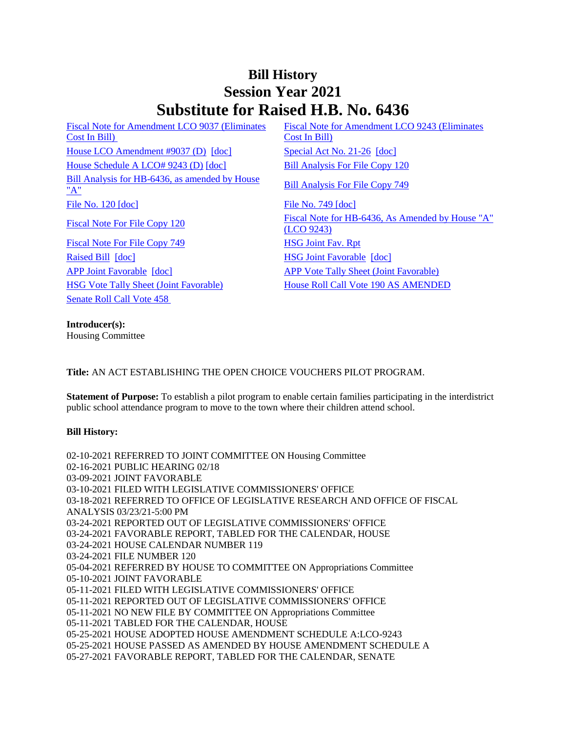# Bill History
# Session Year 2021
# Substitute for Raised H.B. No. 6436

| | |
|---|---|
| Fiscal Note for Amendment LCO 9037 (Eliminates Cost In Bill) | Fiscal Note for Amendment LCO 9243 (Eliminates Cost In Bill) |
| House LCO Amendment #9037 (D) [doc] | Special Act No. 21-26 [doc] |
| House Schedule A LCO# 9243 (D) [doc] | Bill Analysis For File Copy 120 |
| Bill Analysis for HB-6436, as amended by House "A" | Bill Analysis For File Copy 749 |
| File No. 120 [doc] | File No. 749 [doc] |
| Fiscal Note For File Copy 120 | Fiscal Note for HB-6436, As Amended by House "A" (LCO 9243) |
| Fiscal Note For File Copy 749 | HSG Joint Fav. Rpt |
| Raised Bill [doc] | HSG Joint Favorable [doc] |
| APP Joint Favorable [doc] | APP Vote Tally Sheet (Joint Favorable) |
| HSG Vote Tally Sheet (Joint Favorable) | House Roll Call Vote 190 AS AMENDED |
| Senate Roll Call Vote 458 | |

**Introducer(s):**
Housing Committee

**Title:** AN ACT ESTABLISHING THE OPEN CHOICE VOUCHERS PILOT PROGRAM.

**Statement of Purpose:** To establish a pilot program to enable certain families participating in the interdistrict public school attendance program to move to the town where their children attend school.

**Bill History:**

02-10-2021 REFERRED TO JOINT COMMITTEE ON Housing Committee
02-16-2021 PUBLIC HEARING 02/18
03-09-2021 JOINT FAVORABLE
03-10-2021 FILED WITH LEGISLATIVE COMMISSIONERS' OFFICE
03-18-2021 REFERRED TO OFFICE OF LEGISLATIVE RESEARCH AND OFFICE OF FISCAL ANALYSIS 03/23/21-5:00 PM
03-24-2021 REPORTED OUT OF LEGISLATIVE COMMISSIONERS' OFFICE
03-24-2021 FAVORABLE REPORT, TABLED FOR THE CALENDAR, HOUSE
03-24-2021 HOUSE CALENDAR NUMBER 119
03-24-2021 FILE NUMBER 120
05-04-2021 REFERRED BY HOUSE TO COMMITTEE ON Appropriations Committee
05-10-2021 JOINT FAVORABLE
05-11-2021 FILED WITH LEGISLATIVE COMMISSIONERS' OFFICE
05-11-2021 REPORTED OUT OF LEGISLATIVE COMMISSIONERS' OFFICE
05-11-2021 NO NEW FILE BY COMMITTEE ON Appropriations Committee
05-11-2021 TABLED FOR THE CALENDAR, HOUSE
05-25-2021 HOUSE ADOPTED HOUSE AMENDMENT SCHEDULE A:LCO-9243
05-25-2021 HOUSE PASSED AS AMENDED BY HOUSE AMENDMENT SCHEDULE A
05-27-2021 FAVORABLE REPORT, TABLED FOR THE CALENDAR, SENATE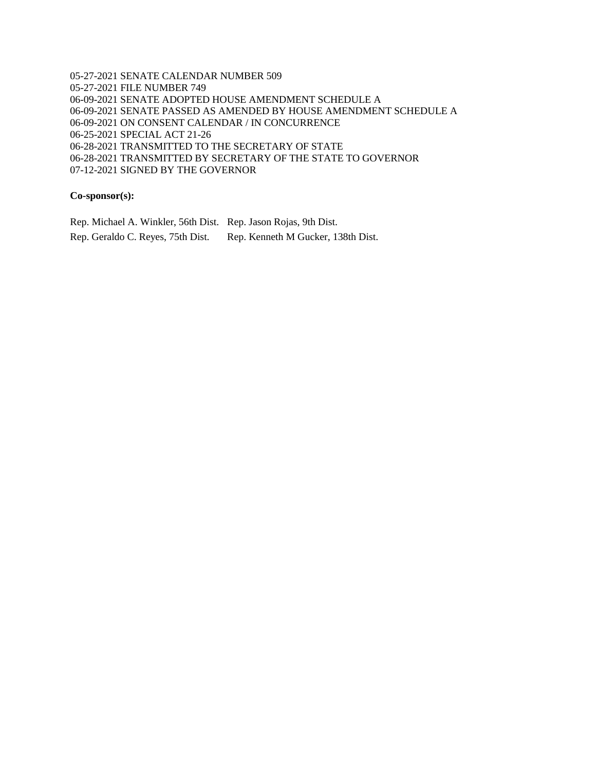05-27-2021 SENATE CALENDAR NUMBER 509
05-27-2021 FILE NUMBER 749
06-09-2021 SENATE ADOPTED HOUSE AMENDMENT SCHEDULE A
06-09-2021 SENATE PASSED AS AMENDED BY HOUSE AMENDMENT SCHEDULE A
06-09-2021 ON CONSENT CALENDAR / IN CONCURRENCE
06-25-2021 SPECIAL ACT 21-26
06-28-2021 TRANSMITTED TO THE SECRETARY OF STATE
06-28-2021 TRANSMITTED BY SECRETARY OF THE STATE TO GOVERNOR
07-12-2021 SIGNED BY THE GOVERNOR

**Co-sponsor(s):**

| | |
|---|---|
| Rep. Michael A. Winkler, 56th Dist. | Rep. Jason Rojas, 9th Dist. |
| Rep. Geraldo C. Reyes, 75th Dist. | Rep. Kenneth M Gucker, 138th Dist. |